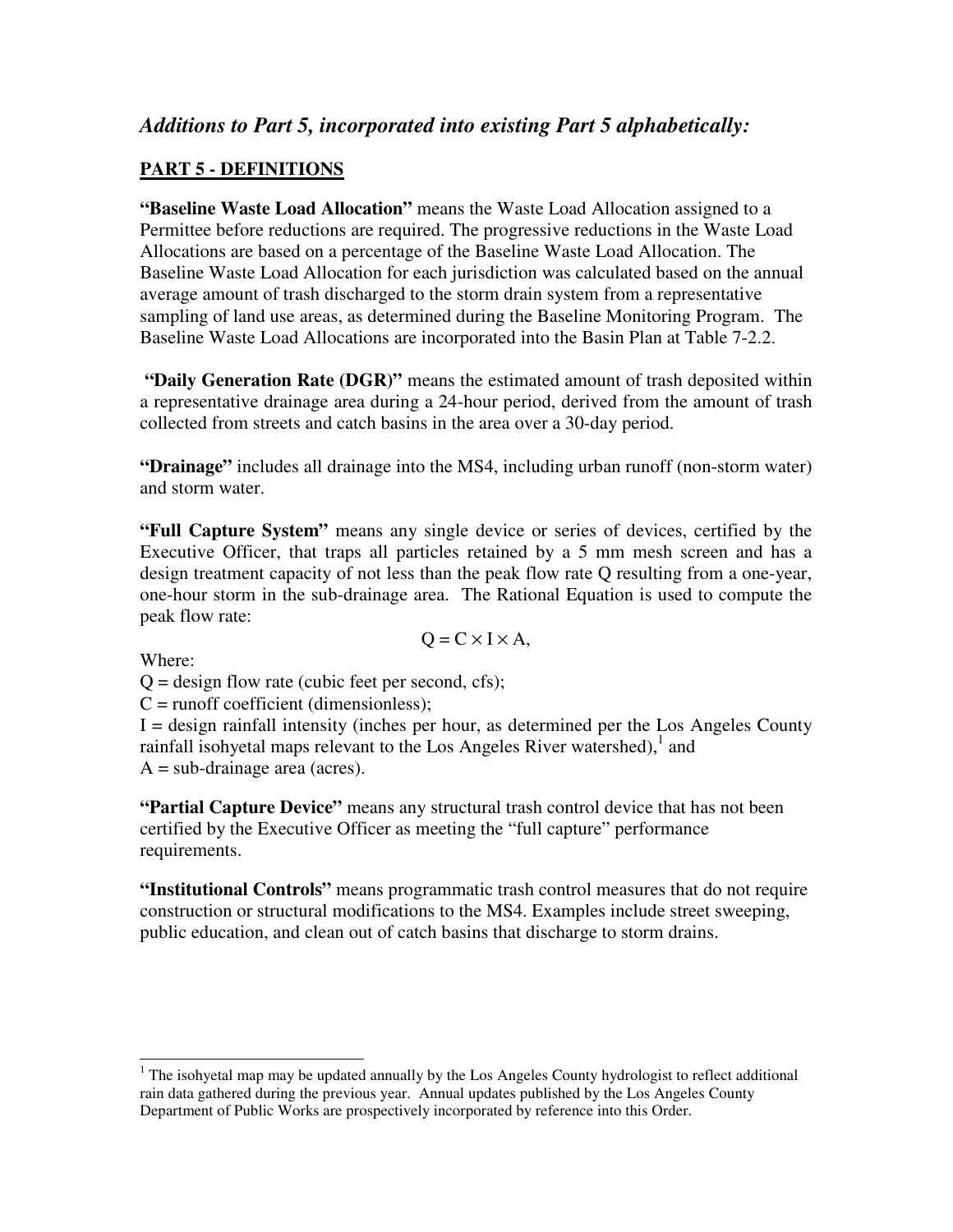## *Additions to Part 5, incorporated into existing Part 5 alphabetically:*

**PART 5 - DEFINITIONS**

**"Baseline Waste Load Allocation"** means the Waste Load Allocation assigned to a Permittee before reductions are required. The progressive reductions in the Waste Load Allocations are based on a percentage of the Baseline Waste Load Allocation. The Baseline Waste Load Allocation for each jurisdiction was calculated based on the annual average amount of trash discharged to the storm drain system from a representative sampling of land use areas, as determined during the Baseline Monitoring Program. The Baseline Waste Load Allocations are incorporated into the Basin Plan at Table 7-2.2.

**"Daily Generation Rate (DGR)"** means the estimated amount of trash deposited within a representative drainage area during a 24-hour period, derived from the amount of trash collected from streets and catch basins in the area over a 30-day period.

**"Drainage"** includes all drainage into the MS4, including urban runoff (non-storm water) and storm water.

**"Full Capture System"** means any single device or series of devices, certified by the Executive Officer, that traps all particles retained by a 5 mm mesh screen and has a design treatment capacity of not less than the peak flow rate Q resulting from a one-year, one-hour storm in the sub-drainage area. The Rational Equation is used to compute the peak flow rate:

$$Q = C \times I \times A,$$

Where:

Q = design flow rate (cubic feet per second, cfs);

C = runoff coefficient (dimensionless);

I = design rainfall intensity (inches per hour, as determined per the Los Angeles County rainfall isohyetal maps relevant to the Los Angeles River watershed),[1] and

A = sub-drainage area (acres).

**"Partial Capture Device"** means any structural trash control device that has not been certified by the Executive Officer as meeting the "full capture" performance requirements.

**"Institutional Controls"** means programmatic trash control measures that do not require construction or structural modifications to the MS4. Examples include street sweeping, public education, and clean out of catch basins that discharge to storm drains.

[1] The isohyetal map may be updated annually by the Los Angeles County hydrologist to reflect additional rain data gathered during the previous year. Annual updates published by the Los Angeles County Department of Public Works are prospectively incorporated by reference into this Order.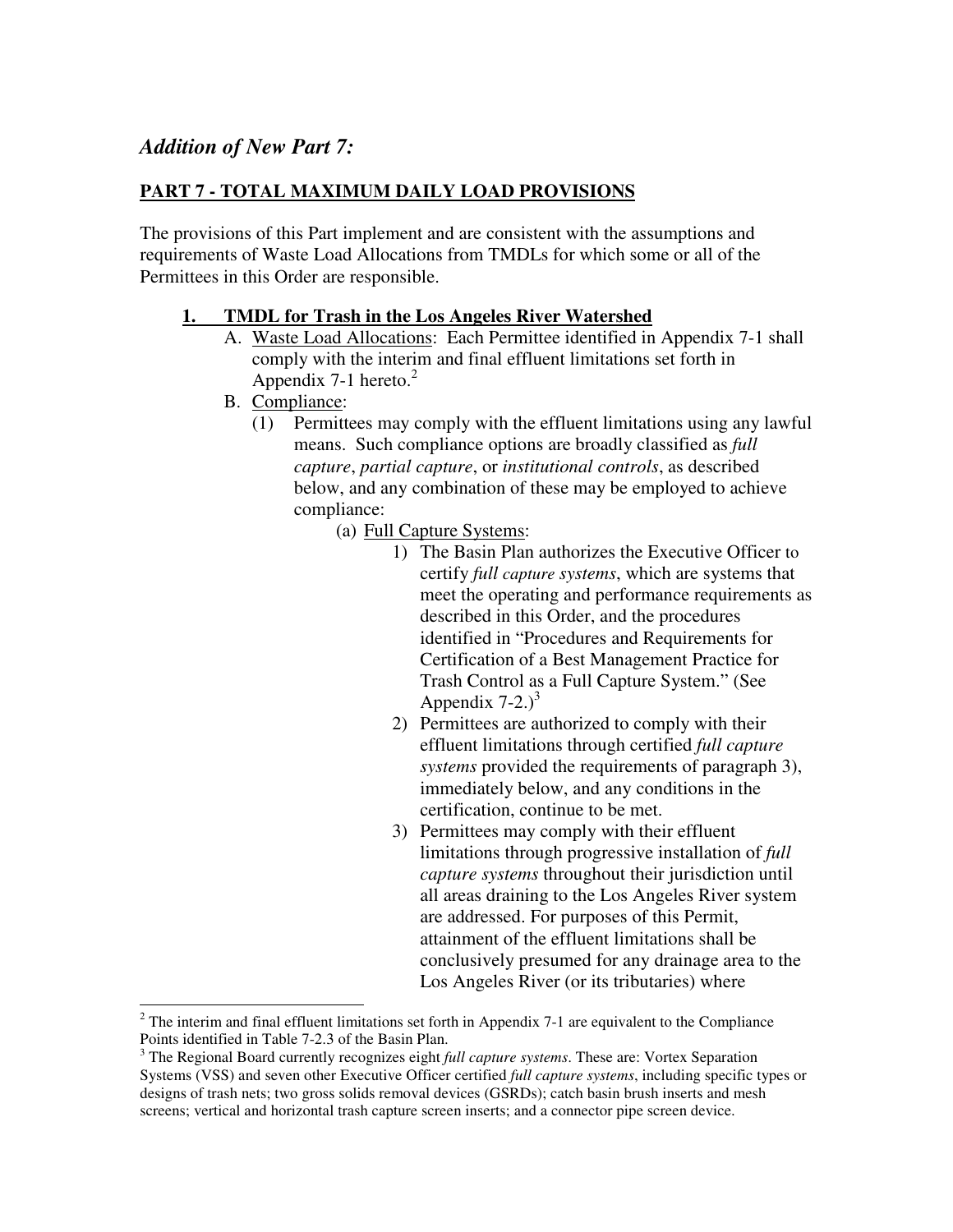## *Addition of New Part 7:*

**PART 7 - TOTAL MAXIMUM DAILY LOAD PROVISIONS**

The provisions of this Part implement and are consistent with the assumptions and requirements of Waste Load Allocations from TMDLs for which some or all of the Permittees in this Order are responsible.

**1. TMDL for Trash in the Los Angeles River Watershed**

A. Waste Load Allocations: Each Permittee identified in Appendix 7-1 shall comply with the interim and final effluent limitations set forth in Appendix 7-1 hereto.[2]

B. Compliance:

(1) Permittees may comply with the effluent limitations using any lawful means. Such compliance options are broadly classified as *full capture*, *partial capture*, or *institutional controls*, as described below, and any combination of these may be employed to achieve compliance:

(a) Full Capture Systems:

1) The Basin Plan authorizes the Executive Officer to certify *full capture systems*, which are systems that meet the operating and performance requirements as described in this Order, and the procedures identified in "Procedures and Requirements for Certification of a Best Management Practice for Trash Control as a Full Capture System." (See Appendix 7-2.)[3]

2) Permittees are authorized to comply with their effluent limitations through certified *full capture systems* provided the requirements of paragraph 3), immediately below, and any conditions in the certification, continue to be met.

3) Permittees may comply with their effluent limitations through progressive installation of *full capture systems* throughout their jurisdiction until all areas draining to the Los Angeles River system are addressed. For purposes of this Permit, attainment of the effluent limitations shall be conclusively presumed for any drainage area to the Los Angeles River (or its tributaries) where

---

[2] The interim and final effluent limitations set forth in Appendix 7-1 are equivalent to the Compliance Points identified in Table 7-2.3 of the Basin Plan.

[3] The Regional Board currently recognizes eight *full capture systems*. These are: Vortex Separation Systems (VSS) and seven other Executive Officer certified *full capture systems*, including specific types or designs of trash nets; two gross solids removal devices (GSRDs); catch basin brush inserts and mesh screens; vertical and horizontal trash capture screen inserts; and a connector pipe screen device.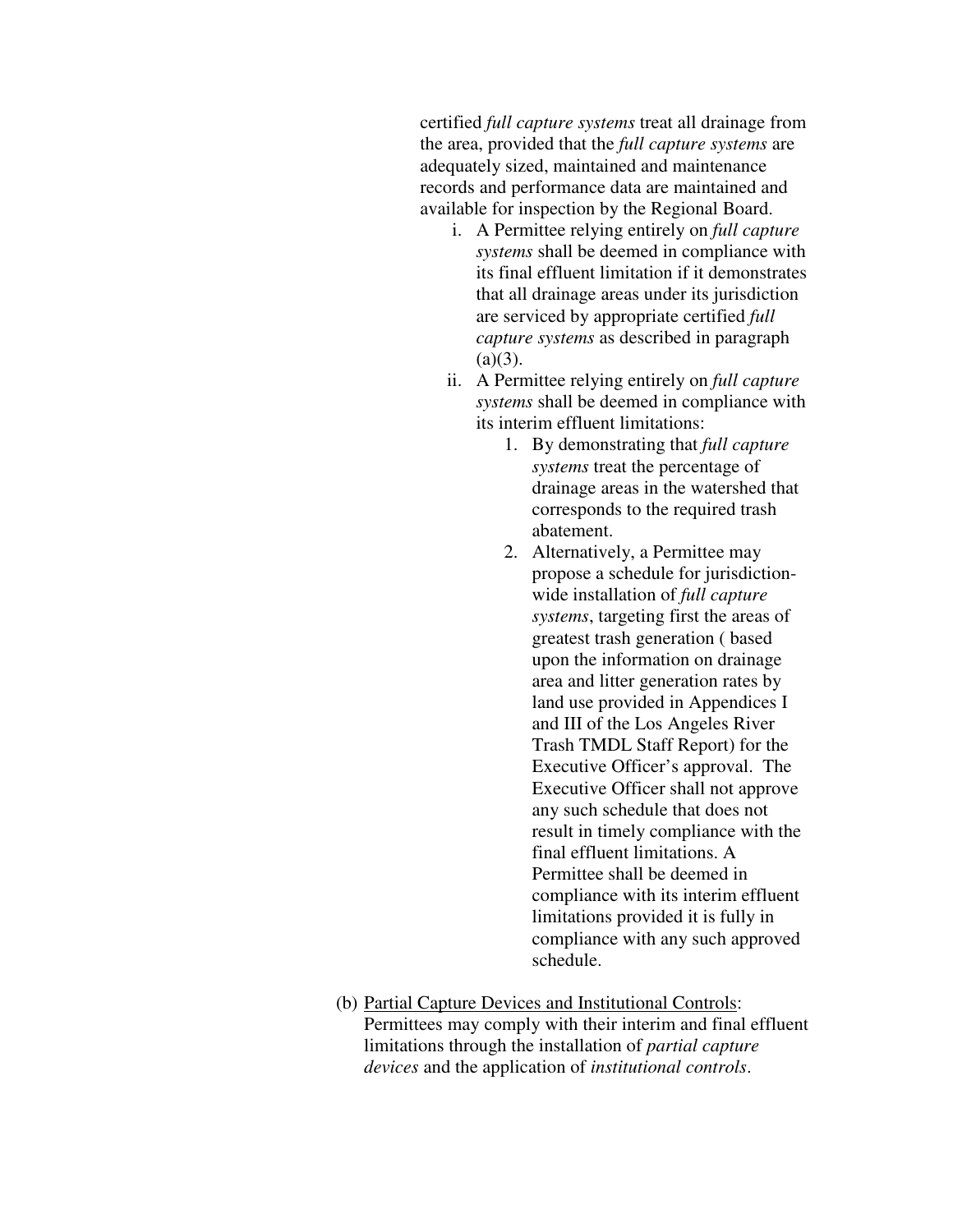certified *full capture systems* treat all drainage from the area, provided that the *full capture systems* are adequately sized, maintained and maintenance records and performance data are maintained and available for inspection by the Regional Board.

i. A Permittee relying entirely on *full capture systems* shall be deemed in compliance with its final effluent limitation if it demonstrates that all drainage areas under its jurisdiction are serviced by appropriate certified *full capture systems* as described in paragraph (a)(3).

ii. A Permittee relying entirely on *full capture systems* shall be deemed in compliance with its interim effluent limitations:

   1. By demonstrating that *full capture systems* treat the percentage of drainage areas in the watershed that corresponds to the required trash abatement.
   2. Alternatively, a Permittee may propose a schedule for jurisdiction-wide installation of *full capture systems*, targeting first the areas of greatest trash generation ( based upon the information on drainage area and litter generation rates by land use provided in Appendices I and III of the Los Angeles River Trash TMDL Staff Report) for the Executive Officer's approval. The Executive Officer shall not approve any such schedule that does not result in timely compliance with the final effluent limitations. A Permittee shall be deemed in compliance with its interim effluent limitations provided it is fully in compliance with any such approved schedule.

(b) Partial Capture Devices and Institutional Controls: Permittees may comply with their interim and final effluent limitations through the installation of *partial capture devices* and the application of *institutional controls*.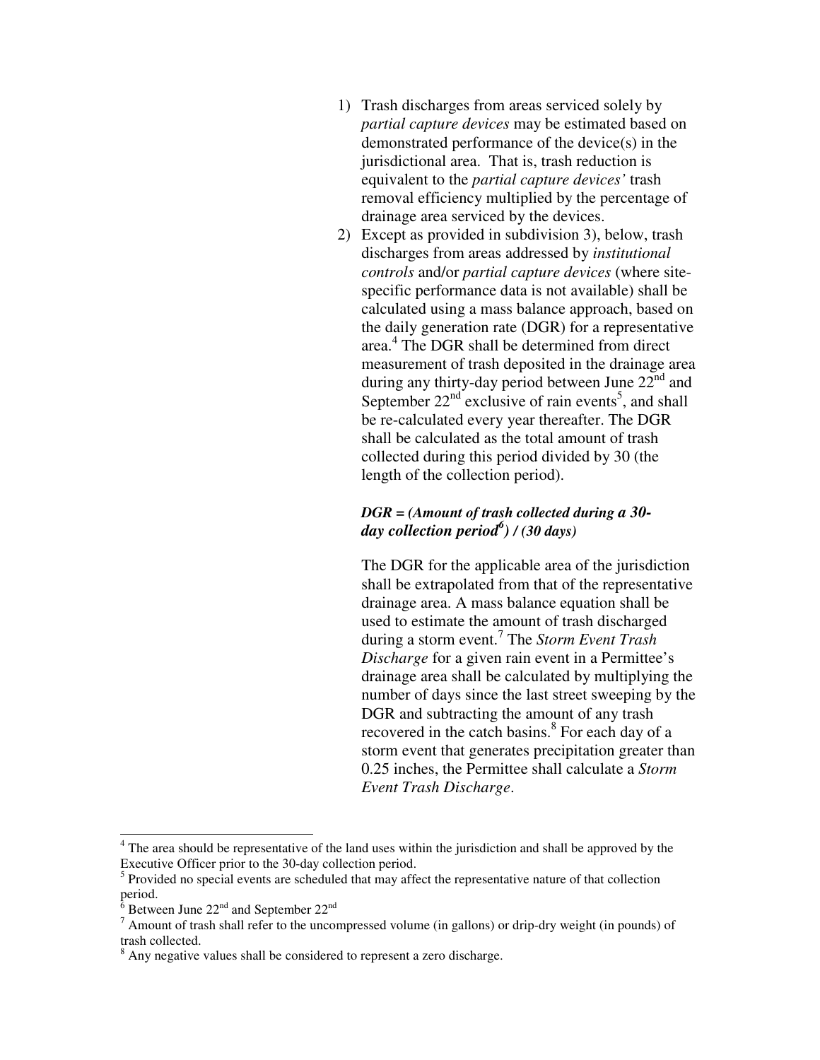1) Trash discharges from areas serviced solely by *partial capture devices* may be estimated based on demonstrated performance of the device(s) in the jurisdictional area. That is, trash reduction is equivalent to the *partial capture devices'* trash removal efficiency multiplied by the percentage of drainage area serviced by the devices.
2) Except as provided in subdivision 3), below, trash discharges from areas addressed by *institutional controls* and/or *partial capture devices* (where site-specific performance data is not available) shall be calculated using a mass balance approach, based on the daily generation rate (DGR) for a representative area.[4] The DGR shall be determined from direct measurement of trash deposited in the drainage area during any thirty-day period between June 22nd and September 22nd exclusive of rain events[5], and shall be re-calculated every year thereafter. The DGR shall be calculated as the total amount of trash collected during this period divided by 30 (the length of the collection period).

   ***DGR = (Amount of trash collected during a 30-day collection period[6]) / (30 days)***

   The DGR for the applicable area of the jurisdiction shall be extrapolated from that of the representative drainage area. A mass balance equation shall be used to estimate the amount of trash discharged during a storm event.[7] The *Storm Event Trash Discharge* for a given rain event in a Permittee's drainage area shall be calculated by multiplying the number of days since the last street sweeping by the DGR and subtracting the amount of any trash recovered in the catch basins.[8] For each day of a storm event that generates precipitation greater than 0.25 inches, the Permittee shall calculate a *Storm Event Trash Discharge*.

---

[4] The area should be representative of the land uses within the jurisdiction and shall be approved by the Executive Officer prior to the 30-day collection period.

[5] Provided no special events are scheduled that may affect the representative nature of that collection period.

[6] Between June 22nd and September 22nd

[7] Amount of trash shall refer to the uncompressed volume (in gallons) or drip-dry weight (in pounds) of trash collected.

[8] Any negative values shall be considered to represent a zero discharge.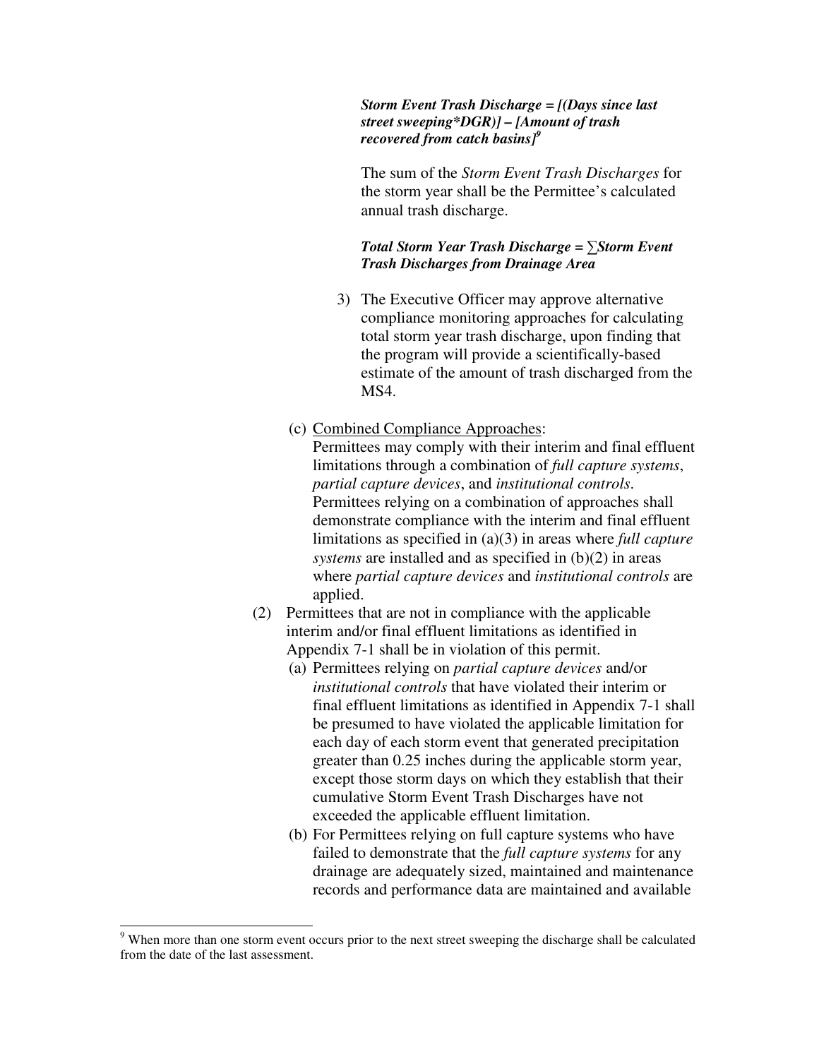***Storm Event Trash Discharge = [(Days since last street sweeping*DGR)] – [Amount of trash recovered from catch basins]***[9]

The sum of the *Storm Event Trash Discharges* for the storm year shall be the Permittee's calculated annual trash discharge.

***Total Storm Year Trash Discharge = ∑Storm Event Trash Discharges from Drainage Area***

3) The Executive Officer may approve alternative compliance monitoring approaches for calculating total storm year trash discharge, upon finding that the program will provide a scientifically-based estimate of the amount of trash discharged from the MS4.

(c) Combined Compliance Approaches:
Permittees may comply with their interim and final effluent limitations through a combination of *full capture systems*, *partial capture devices*, and *institutional controls*. Permittees relying on a combination of approaches shall demonstrate compliance with the interim and final effluent limitations as specified in (a)(3) in areas where *full capture systems* are installed and as specified in (b)(2) in areas where *partial capture devices* and *institutional controls* are applied.

(2) Permittees that are not in compliance with the applicable interim and/or final effluent limitations as identified in Appendix 7-1 shall be in violation of this permit.

(a) Permittees relying on *partial capture devices* and/or *institutional controls* that have violated their interim or final effluent limitations as identified in Appendix 7-1 shall be presumed to have violated the applicable limitation for each day of each storm event that generated precipitation greater than 0.25 inches during the applicable storm year, except those storm days on which they establish that their cumulative Storm Event Trash Discharges have not exceeded the applicable effluent limitation.

(b) For Permittees relying on full capture systems who have failed to demonstrate that the *full capture systems* for any drainage are adequately sized, maintained and maintenance records and performance data are maintained and available

---

[9] When more than one storm event occurs prior to the next street sweeping the discharge shall be calculated from the date of the last assessment.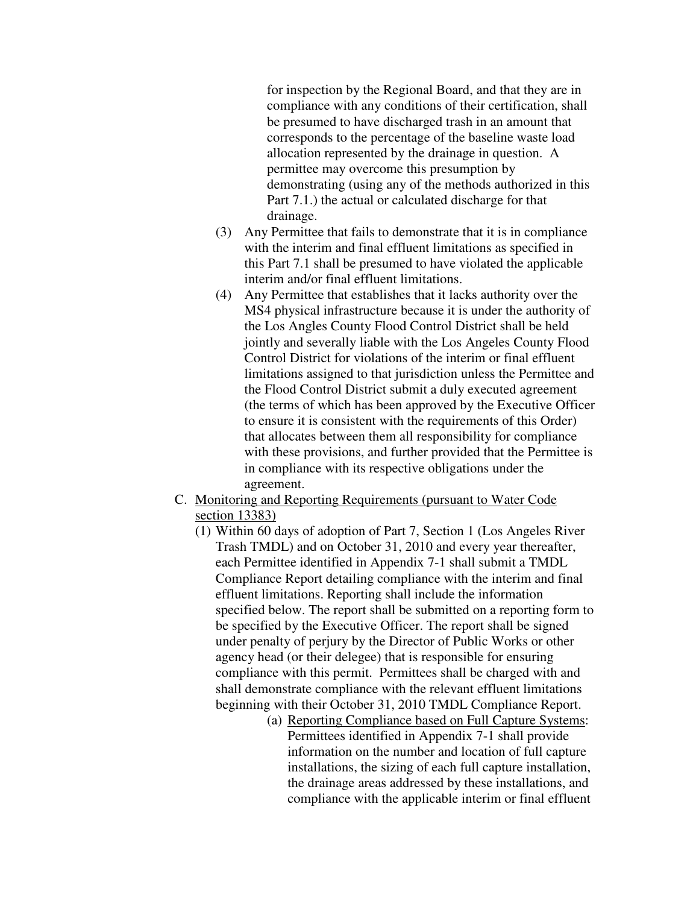for inspection by the Regional Board, and that they are in compliance with any conditions of their certification, shall be presumed to have discharged trash in an amount that corresponds to the percentage of the baseline waste load allocation represented by the drainage in question. A permittee may overcome this presumption by demonstrating (using any of the methods authorized in this Part 7.1.) the actual or calculated discharge for that drainage.

(3) Any Permittee that fails to demonstrate that it is in compliance with the interim and final effluent limitations as specified in this Part 7.1 shall be presumed to have violated the applicable interim and/or final effluent limitations.

(4) Any Permittee that establishes that it lacks authority over the MS4 physical infrastructure because it is under the authority of the Los Angles County Flood Control District shall be held jointly and severally liable with the Los Angeles County Flood Control District for violations of the interim or final effluent limitations assigned to that jurisdiction unless the Permittee and the Flood Control District submit a duly executed agreement (the terms of which has been approved by the Executive Officer to ensure it is consistent with the requirements of this Order) that allocates between them all responsibility for compliance with these provisions, and further provided that the Permittee is in compliance with its respective obligations under the agreement.

C. <u>Monitoring and Reporting Requirements (pursuant to Water Code section 13383)</u>

(1) Within 60 days of adoption of Part 7, Section 1 (Los Angeles River Trash TMDL) and on October 31, 2010 and every year thereafter, each Permittee identified in Appendix 7-1 shall submit a TMDL Compliance Report detailing compliance with the interim and final effluent limitations. Reporting shall include the information specified below. The report shall be submitted on a reporting form to be specified by the Executive Officer. The report shall be signed under penalty of perjury by the Director of Public Works or other agency head (or their delegee) that is responsible for ensuring compliance with this permit. Permittees shall be charged with and shall demonstrate compliance with the relevant effluent limitations beginning with their October 31, 2010 TMDL Compliance Report.

(a) <u>Reporting Compliance based on Full Capture Systems</u>: Permittees identified in Appendix 7-1 shall provide information on the number and location of full capture installations, the sizing of each full capture installation, the drainage areas addressed by these installations, and compliance with the applicable interim or final effluent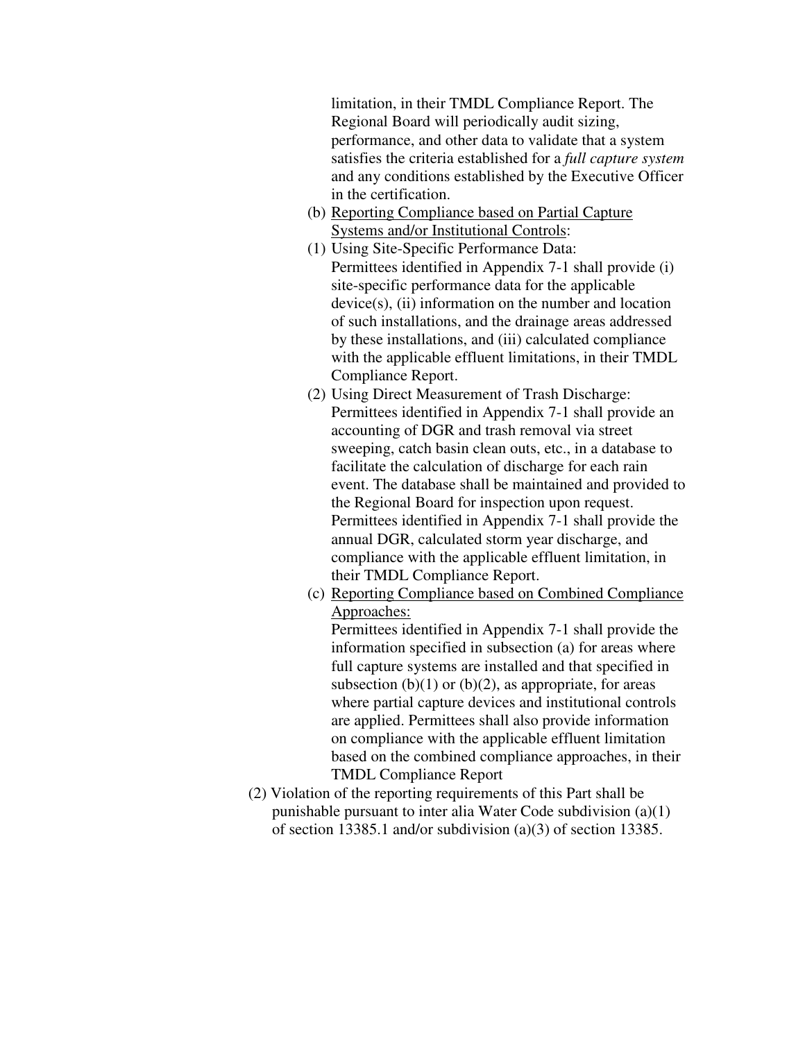limitation, in their TMDL Compliance Report. The Regional Board will periodically audit sizing, performance, and other data to validate that a system satisfies the criteria established for a *full capture system* and any conditions established by the Executive Officer in the certification.

(b) Reporting Compliance based on Partial Capture Systems and/or Institutional Controls:

(1) Using Site-Specific Performance Data:
Permittees identified in Appendix 7-1 shall provide (i) site-specific performance data for the applicable device(s), (ii) information on the number and location of such installations, and the drainage areas addressed by these installations, and (iii) calculated compliance with the applicable effluent limitations, in their TMDL Compliance Report.

(2) Using Direct Measurement of Trash Discharge:
Permittees identified in Appendix 7-1 shall provide an accounting of DGR and trash removal via street sweeping, catch basin clean outs, etc., in a database to facilitate the calculation of discharge for each rain event. The database shall be maintained and provided to the Regional Board for inspection upon request. Permittees identified in Appendix 7-1 shall provide the annual DGR, calculated storm year discharge, and compliance with the applicable effluent limitation, in their TMDL Compliance Report.

(c) Reporting Compliance based on Combined Compliance Approaches:
Permittees identified in Appendix 7-1 shall provide the information specified in subsection (a) for areas where full capture systems are installed and that specified in subsection (b)(1) or (b)(2), as appropriate, for areas where partial capture devices and institutional controls are applied. Permittees shall also provide information on compliance with the applicable effluent limitation based on the combined compliance approaches, in their TMDL Compliance Report

(2) Violation of the reporting requirements of this Part shall be punishable pursuant to inter alia Water Code subdivision (a)(1) of section 13385.1 and/or subdivision (a)(3) of section 13385.